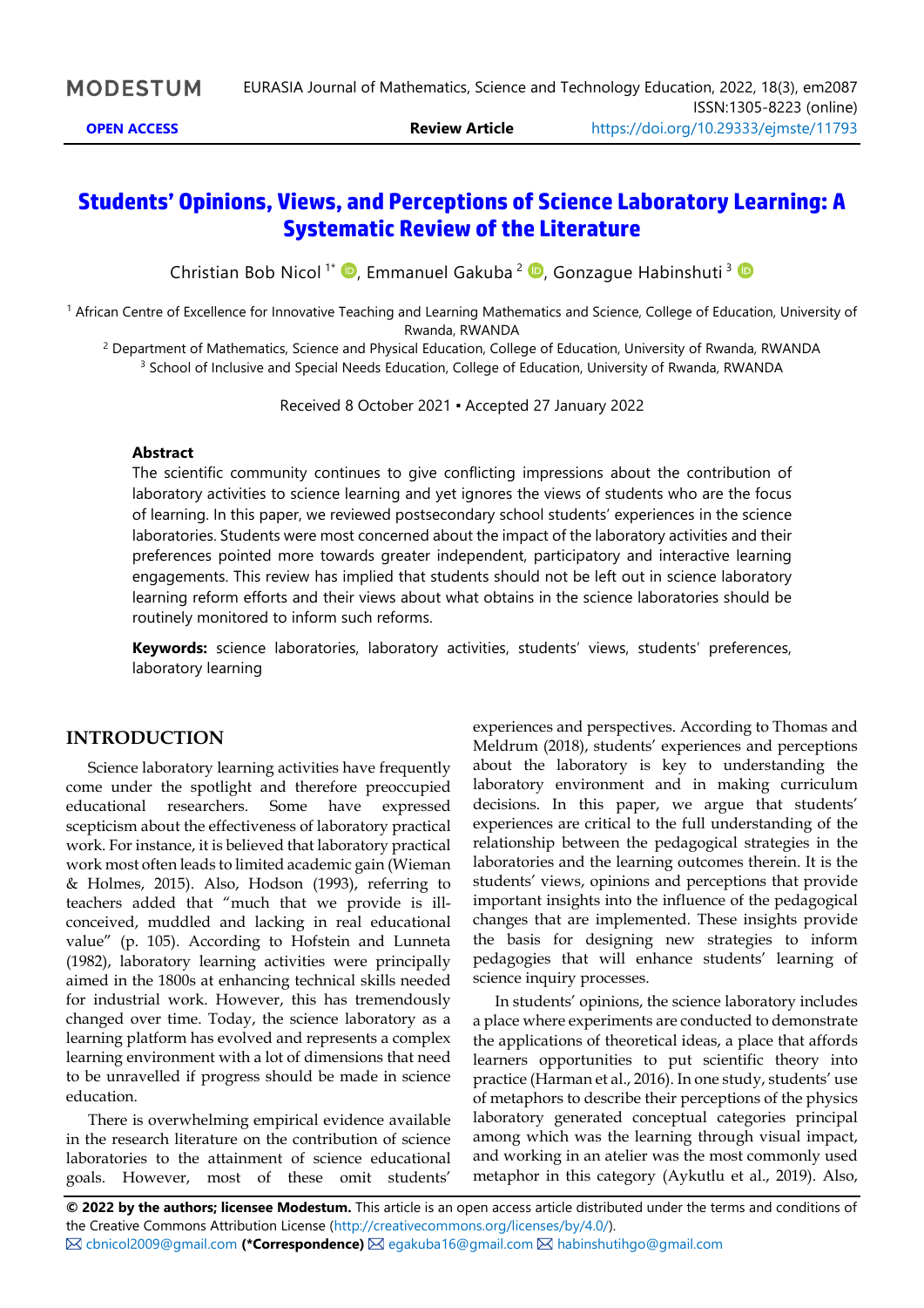# Students' Opinions, Views, and Perceptions of Science Laboratory Learning: A Systematic Review of the Literature

Christian Bob Nicol [1*], Emmanuel Gakuba [2], Gonzague Habinshuti [3]

[1] African Centre of Excellence for Innovative Teaching and Learning Mathematics and Science, College of Education, University of Rwanda, RWANDA

[2] Department of Mathematics, Science and Physical Education, College of Education, University of Rwanda, RWANDA

[3] School of Inclusive and Special Needs Education, College of Education, University of Rwanda, RWANDA

Received 8 October 2021 ▪ Accepted 27 January 2022

### Abstract

The scientific community continues to give conflicting impressions about the contribution of laboratory activities to science learning and yet ignores the views of students who are the focus of learning. In this paper, we reviewed postsecondary school students' experiences in the science laboratories. Students were most concerned about the impact of the laboratory activities and their preferences pointed more towards greater independent, participatory and interactive learning engagements. This review has implied that students should not be left out in science laboratory learning reform efforts and their views about what obtains in the science laboratories should be routinely monitored to inform such reforms.

**Keywords:** science laboratories, laboratory activities, students' views, students' preferences, laboratory learning

## INTRODUCTION

Science laboratory learning activities have frequently come under the spotlight and therefore preoccupied educational researchers. Some have expressed scepticism about the effectiveness of laboratory practical work. For instance, it is believed that laboratory practical work most often leads to limited academic gain (Wieman & Holmes, 2015). Also, Hodson (1993), referring to teachers added that "much that we provide is ill-conceived, muddled and lacking in real educational value" (p. 105). According to Hofstein and Lunneta (1982), laboratory learning activities were principally aimed in the 1800s at enhancing technical skills needed for industrial work. However, this has tremendously changed over time. Today, the science laboratory as a learning platform has evolved and represents a complex learning environment with a lot of dimensions that need to be unravelled if progress should be made in science education.

There is overwhelming empirical evidence available in the research literature on the contribution of science laboratories to the attainment of science educational goals. However, most of these omit students' experiences and perspectives. According to Thomas and Meldrum (2018), students' experiences and perceptions about the laboratory is key to understanding the laboratory environment and in making curriculum decisions. In this paper, we argue that students' experiences are critical to the full understanding of the relationship between the pedagogical strategies in the laboratories and the learning outcomes therein. It is the students' views, opinions and perceptions that provide important insights into the influence of the pedagogical changes that are implemented. These insights provide the basis for designing new strategies to inform pedagogies that will enhance students' learning of science inquiry processes.

In students' opinions, the science laboratory includes a place where experiments are conducted to demonstrate the applications of theoretical ideas, a place that affords learners opportunities to put scientific theory into practice (Harman et al., 2016). In one study, students' use of metaphors to describe their perceptions of the physics laboratory generated conceptual categories principal among which was the learning through visual impact, and working in an atelier was the most commonly used metaphor in this category (Aykutlu et al., 2019). Also,

**© 2022 by the authors; licensee Modestum.** This article is an open access article distributed under the terms and conditions of the Creative Commons Attribution License (http://creativecommons.org/licenses/by/4.0/).

✉ cbnicol2009@gmail.com **(*Correspondence)** ✉ egakuba16@gmail.com ✉ habinshutihgo@gmail.com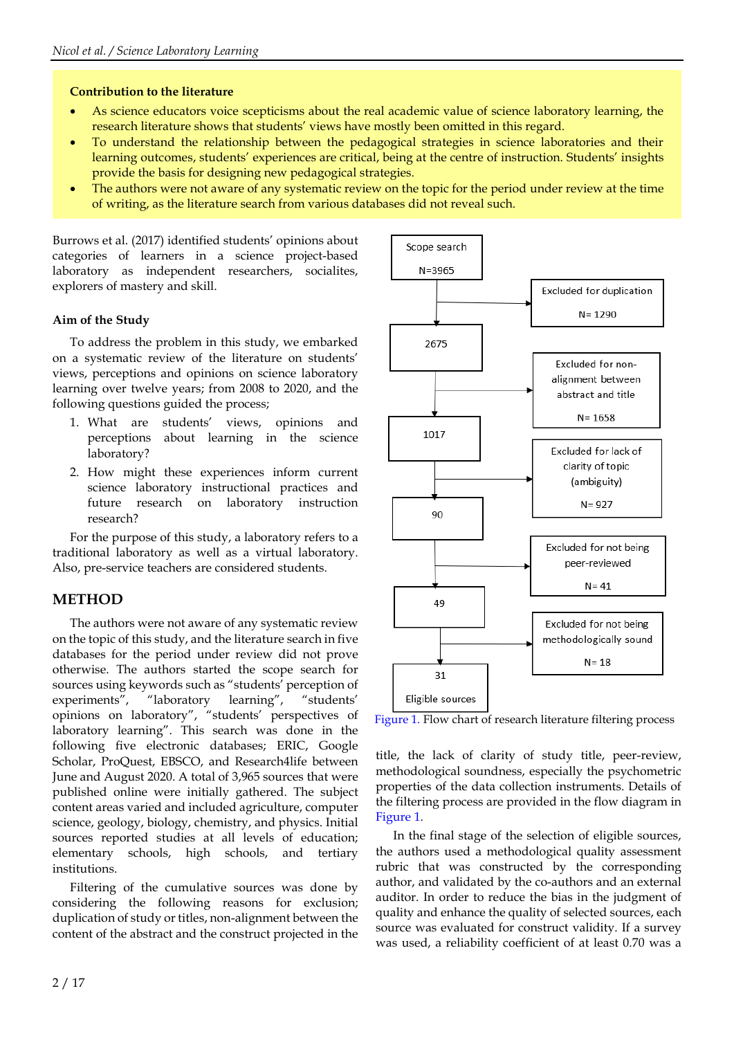**Contribution to the literature**

- As science educators voice scepticisms about the real academic value of science laboratory learning, the research literature shows that students' views have mostly been omitted in this regard.
- To understand the relationship between the pedagogical strategies in science laboratories and their learning outcomes, students' experiences are critical, being at the centre of instruction. Students' insights provide the basis for designing new pedagogical strategies.
- The authors were not aware of any systematic review on the topic for the period under review at the time of writing, as the literature search from various databases did not reveal such.

Burrows et al. (2017) identified students' opinions about categories of learners in a science project-based laboratory as independent researchers, socialites, explorers of mastery and skill.

### Aim of the Study

To address the problem in this study, we embarked on a systematic review of the literature on students' views, perceptions and opinions on science laboratory learning over twelve years; from 2008 to 2020, and the following questions guided the process;

1. What are students' views, opinions and perceptions about learning in the science laboratory?
2. How might these experiences inform current science laboratory instructional practices and future research on laboratory instruction research?

For the purpose of this study, a laboratory refers to a traditional laboratory as well as a virtual laboratory. Also, pre-service teachers are considered students.

## METHOD

The authors were not aware of any systematic review on the topic of this study, and the literature search in five databases for the period under review did not prove otherwise. The authors started the scope search for sources using keywords such as "students' perception of experiments", "laboratory learning", "students' opinions on laboratory", "students' perspectives of laboratory learning". This search was done in the following five electronic databases; ERIC, Google Scholar, ProQuest, EBSCO, and Research4life between June and August 2020. A total of 3,965 sources that were published online were initially gathered. The subject content areas varied and included agriculture, computer science, geology, biology, chemistry, and physics. Initial sources reported studies at all levels of education; elementary schools, high schools, and tertiary institutions.

Filtering of the cumulative sources was done by considering the following reasons for exclusion; duplication of study or titles, non-alignment between the content of the abstract and the construct projected in the title, the lack of clarity of study title, peer-review, methodological soundness, especially the psychometric properties of the data collection instruments. Details of the filtering process are provided in the flow diagram in Figure 1.

| Stage | Sources | Excluded |
|---|---|---|
| Scope search | N=3965 | Excluded for duplication N= 1290 |
|  | 2675 | Excluded for non-alignment between abstract and title N= 1658 |
|  | 1017 | Excluded for lack of clarity of topic (ambiguity) N= 927 |
|  | 90 | Excluded for not being peer-reviewed N= 41 |
|  | 49 | Excluded for not being methodologically sound N= 18 |
| Eligible sources | 31 |  |

Figure 1. Flow chart of research literature filtering process

In the final stage of the selection of eligible sources, the authors used a methodological quality assessment rubric that was constructed by the corresponding author, and validated by the co-authors and an external auditor. In order to reduce the bias in the judgment of quality and enhance the quality of selected sources, each source was evaluated for construct validity. If a survey was used, a reliability coefficient of at least 0.70 was a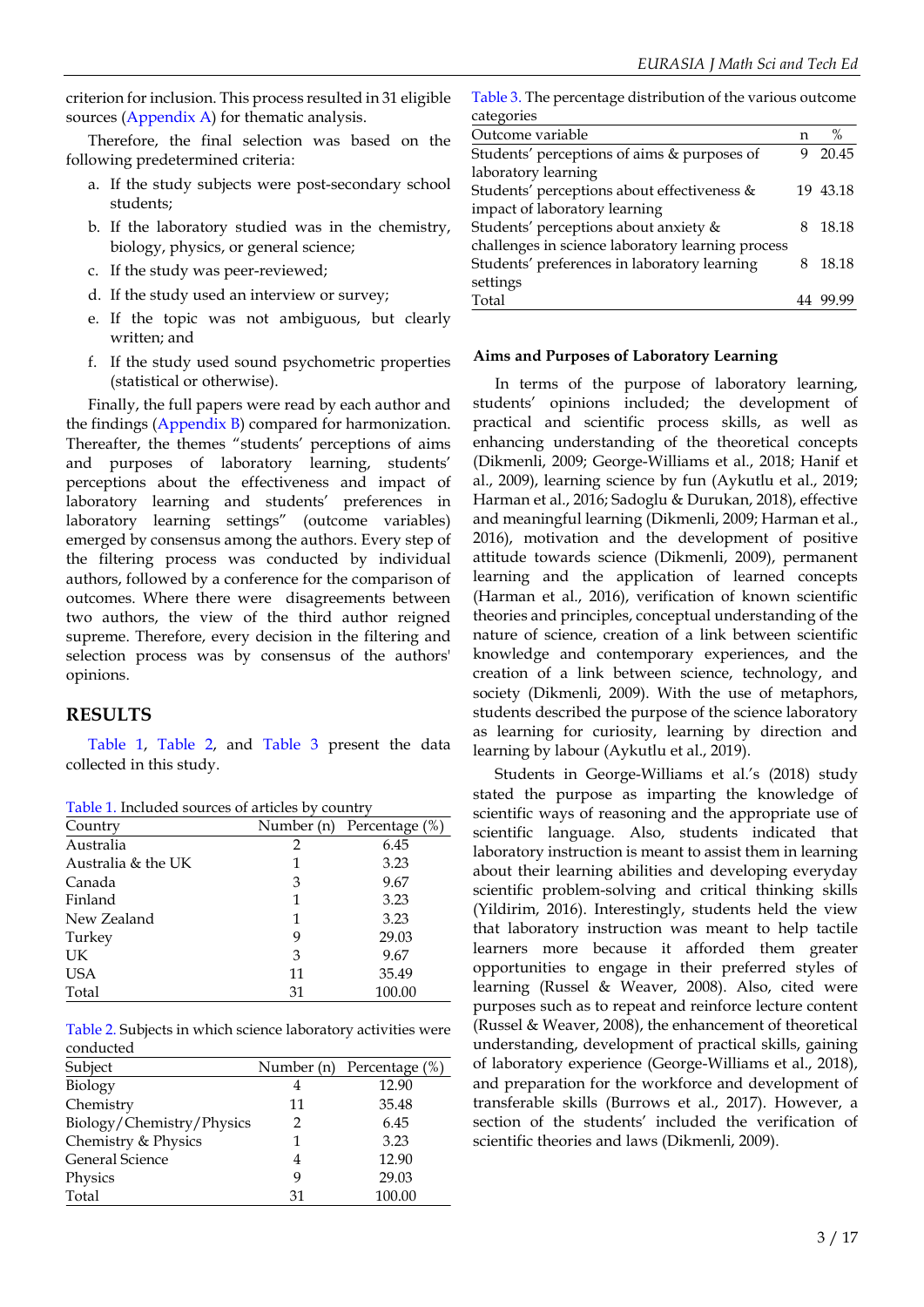criterion for inclusion. This process resulted in 31 eligible sources (Appendix A) for thematic analysis.

Therefore, the final selection was based on the following predetermined criteria:

a. If the study subjects were post-secondary school students;
b. If the laboratory studied was in the chemistry, biology, physics, or general science;
c. If the study was peer-reviewed;
d. If the study used an interview or survey;
e. If the topic was not ambiguous, but clearly written; and
f. If the study used sound psychometric properties (statistical or otherwise).

Finally, the full papers were read by each author and the findings (Appendix B) compared for harmonization. Thereafter, the themes "students' perceptions of aims and purposes of laboratory learning, students' perceptions about the effectiveness and impact of laboratory learning and students' preferences in laboratory learning settings" (outcome variables) emerged by consensus among the authors. Every step of the filtering process was conducted by individual authors, followed by a conference for the comparison of outcomes. Where there were disagreements between two authors, the view of the third author reigned supreme. Therefore, every decision in the filtering and selection process was by consensus of the authors' opinions.

## RESULTS

Table 1, Table 2, and Table 3 present the data collected in this study.

Table 1. Included sources of articles by country

| Country | Number (n) | Percentage (%) |
|---|---|---|
| Australia | 2 | 6.45 |
| Australia & the UK | 1 | 3.23 |
| Canada | 3 | 9.67 |
| Finland | 1 | 3.23 |
| New Zealand | 1 | 3.23 |
| Turkey | 9 | 29.03 |
| UK | 3 | 9.67 |
| USA | 11 | 35.49 |
| Total | 31 | 100.00 |

Table 2. Subjects in which science laboratory activities were conducted

| Subject | Number (n) | Percentage (%) |
|---|---|---|
| Biology | 4 | 12.90 |
| Chemistry | 11 | 35.48 |
| Biology/Chemistry/Physics | 2 | 6.45 |
| Chemistry & Physics | 1 | 3.23 |
| General Science | 4 | 12.90 |
| Physics | 9 | 29.03 |
| Total | 31 | 100.00 |

Table 3. The percentage distribution of the various outcome categories

| Outcome variable | n | % |
|---|---|---|
| Students' perceptions of aims & purposes of laboratory learning | 9 | 20.45 |
| Students' perceptions about effectiveness & impact of laboratory learning | 19 | 43.18 |
| Students' perceptions about anxiety & challenges in science laboratory learning process | 8 | 18.18 |
| Students' preferences in laboratory learning settings | 8 | 18.18 |
| Total | 44 | 99.99 |

### Aims and Purposes of Laboratory Learning

In terms of the purpose of laboratory learning, students' opinions included; the development of practical and scientific process skills, as well as enhancing understanding of the theoretical concepts (Dikmenli, 2009; George-Williams et al., 2018; Hanif et al., 2009), learning science by fun (Aykutlu et al., 2019; Harman et al., 2016; Sadoglu & Durukan, 2018), effective and meaningful learning (Dikmenli, 2009; Harman et al., 2016), motivation and the development of positive attitude towards science (Dikmenli, 2009), permanent learning and the application of learned concepts (Harman et al., 2016), verification of known scientific theories and principles, conceptual understanding of the nature of science, creation of a link between scientific knowledge and contemporary experiences, and the creation of a link between science, technology, and society (Dikmenli, 2009). With the use of metaphors, students described the purpose of the science laboratory as learning for curiosity, learning by direction and learning by labour (Aykutlu et al., 2019).

Students in George-Williams et al.'s (2018) study stated the purpose as imparting the knowledge of scientific ways of reasoning and the appropriate use of scientific language. Also, students indicated that laboratory instruction is meant to assist them in learning about their learning abilities and developing everyday scientific problem-solving and critical thinking skills (Yildirim, 2016). Interestingly, students held the view that laboratory instruction was meant to help tactile learners more because it afforded them greater opportunities to engage in their preferred styles of learning (Russel & Weaver, 2008). Also, cited were purposes such as to repeat and reinforce lecture content (Russel & Weaver, 2008), the enhancement of theoretical understanding, development of practical skills, gaining of laboratory experience (George-Williams et al., 2018), and preparation for the workforce and development of transferable skills (Burrows et al., 2017). However, a section of the students' included the verification of scientific theories and laws (Dikmenli, 2009).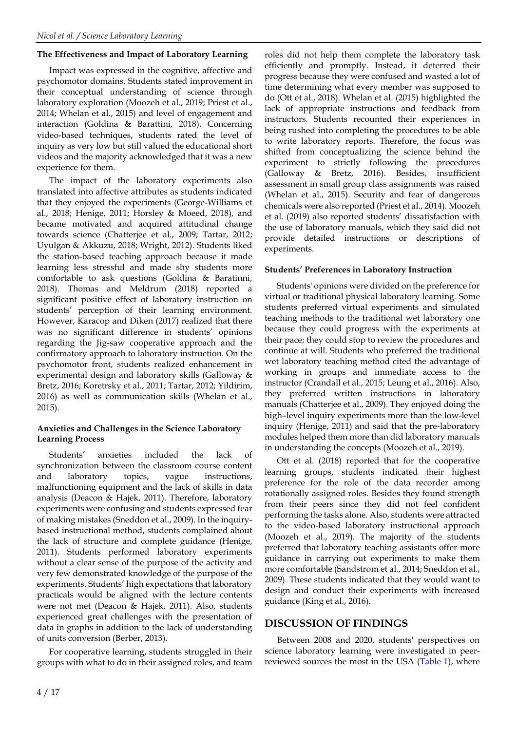### The Effectiveness and Impact of Laboratory Learning

Impact was expressed in the cognitive, affective and psychomotor domains. Students stated improvement in their conceptual understanding of science through laboratory exploration (Moozeh et al., 2019; Priest et al., 2014; Whelan et al., 2015) and level of engagement and interaction (Goldina & Barattini, 2018). Concerning video-based techniques, students rated the level of inquiry as very low but still valued the educational short videos and the majority acknowledged that it was a new experience for them.

The impact of the laboratory experiments also translated into affective attributes as students indicated that they enjoyed the experiments (George-Williams et al., 2018; Henige, 2011; Horsley & Moeed, 2018), and became motivated and acquired attitudinal change towards science (Chatterjee et al., 2009; Tartar, 2012; Uyulgan & Akkuzu, 2018; Wright, 2012). Students liked the station-based teaching approach because it made learning less stressful and made shy students more comfortable to ask questions (Goldina & Barattini, 2018). Thomas and Meldrum (2018) reported a significant positive effect of laboratory instruction on students' perception of their learning environment. However, Karacop and Diken (2017) realized that there was no significant difference in students' opinions regarding the Jig-saw cooperative approach and the confirmatory approach to laboratory instruction. On the psychomotor front, students realized enhancement in experimental design and laboratory skills (Galloway & Bretz, 2016; Koretrsky et al., 2011; Tartar, 2012; Yildirim, 2016) as well as communication skills (Whelan et al., 2015).

### Anxieties and Challenges in the Science Laboratory Learning Process

Students' anxieties included the lack of synchronization between the classroom course content and laboratory topics, vague instructions, malfunctioning equipment and the lack of skills in data analysis (Deacon & Hajek, 2011). Therefore, laboratory experiments were confusing and students expressed fear of making mistakes (Sneddon et al., 2009). In the inquiry-based instructional method, students complained about the lack of structure and complete guidance (Henige, 2011). Students performed laboratory experiments without a clear sense of the purpose of the activity and very few demonstrated knowledge of the purpose of the experiments. Students' high expectations that laboratory practicals would be aligned with the lecture contents were not met (Deacon & Hajek, 2011). Also, students experienced great challenges with the presentation of data in graphs in addition to the lack of understanding of units conversion (Berber, 2013).

For cooperative learning, students struggled in their groups with what to do in their assigned roles, and team roles did not help them complete the laboratory task efficiently and promptly. Instead, it deterred their progress because they were confused and wasted a lot of time determining what every member was supposed to do (Ott et al., 2018). Whelan et al. (2015) highlighted the lack of appropriate instructions and feedback from instructors. Students recounted their experiences in being rushed into completing the procedures to be able to write laboratory reports. Therefore, the focus was shifted from conceptualizing the science behind the experiment to strictly following the procedures (Galloway & Bretz, 2016). Besides, insufficient assessment in small group class assignments was raised (Whelan et al., 2015). Security and fear of dangerous chemicals were also reported (Priest et al., 2014). Moozeh et al. (2019) also reported students' dissatisfaction with the use of laboratory manuals, which they said did not provide detailed instructions or descriptions of experiments.

### Students' Preferences in Laboratory Instruction

Students' opinions were divided on the preference for virtual or traditional physical laboratory learning. Some students preferred virtual experiments and simulated teaching methods to the traditional wet laboratory one because they could progress with the experiments at their pace; they could stop to review the procedures and continue at will. Students who preferred the traditional wet laboratory teaching method cited the advantage of working in groups and immediate access to the instructor (Crandall et al., 2015; Leung et al., 2016). Also, they preferred written instructions in laboratory manuals (Chatterjee et al., 2009). They enjoyed doing the high–level inquiry experiments more than the low-level inquiry (Henige, 2011) and said that the pre-laboratory modules helped them more than did laboratory manuals in understanding the concepts (Moozeh et al., 2019).

Ott et al. (2018) reported that for the cooperative learning groups, students indicated their highest preference for the role of the data recorder among rotationally assigned roles. Besides they found strength from their peers since they did not feel confident performing the tasks alone. Also, students were attracted to the video-based laboratory instructional approach (Moozeh et al., 2019). The majority of the students preferred that laboratory teaching assistants offer more guidance in carrying out experiments to make them more comfortable (Sandstrom et al., 2014; Sneddon et al., 2009). These students indicated that they would want to design and conduct their experiments with increased guidance (King et al., 2016).

## DISCUSSION OF FINDINGS

Between 2008 and 2020, students' perspectives on science laboratory learning were investigated in peer-reviewed sources the most in the USA (Table 1), where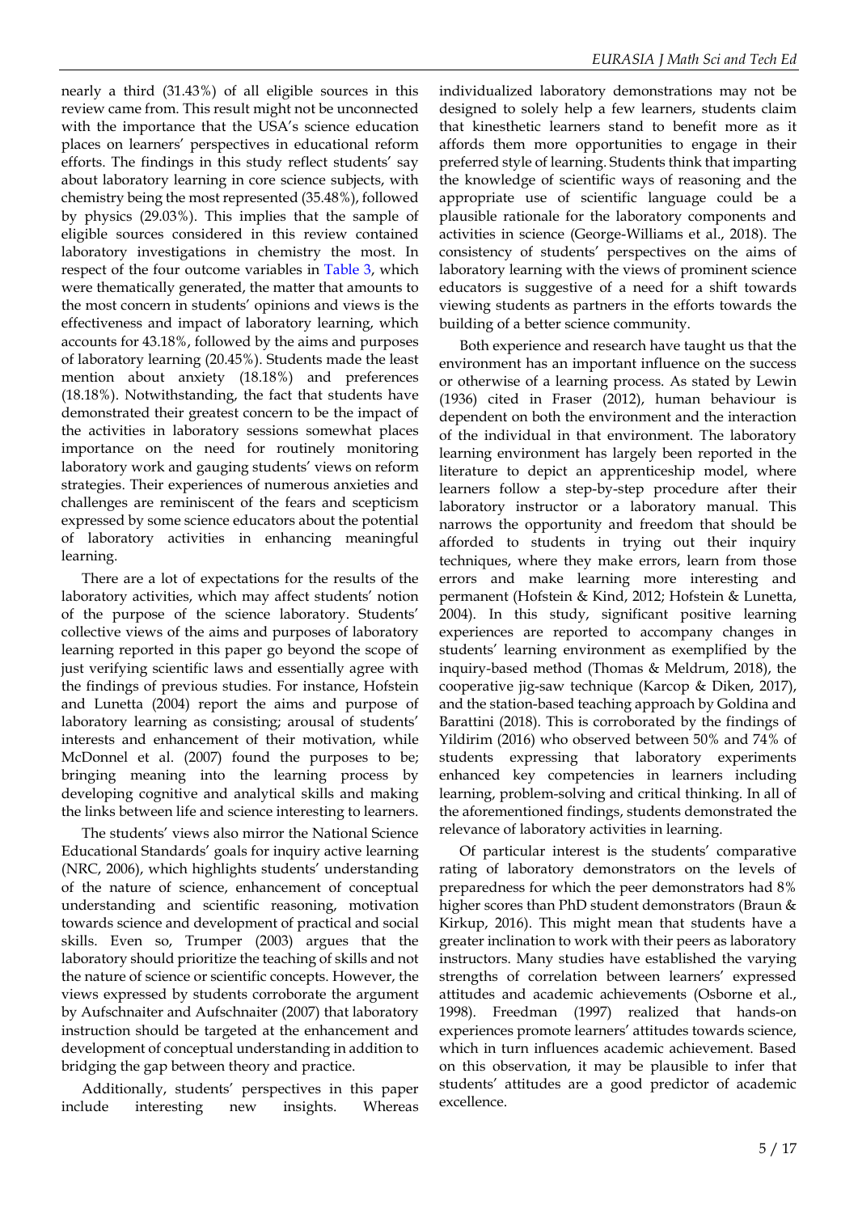nearly a third (31.43%) of all eligible sources in this review came from. This result might not be unconnected with the importance that the USA's science education places on learners' perspectives in educational reform efforts. The findings in this study reflect students' say about laboratory learning in core science subjects, with chemistry being the most represented (35.48%), followed by physics (29.03%). This implies that the sample of eligible sources considered in this review contained laboratory investigations in chemistry the most. In respect of the four outcome variables in Table 3, which were thematically generated, the matter that amounts to the most concern in students' opinions and views is the effectiveness and impact of laboratory learning, which accounts for 43.18%, followed by the aims and purposes of laboratory learning (20.45%). Students made the least mention about anxiety (18.18%) and preferences (18.18%). Notwithstanding, the fact that students have demonstrated their greatest concern to be the impact of the activities in laboratory sessions somewhat places importance on the need for routinely monitoring laboratory work and gauging students' views on reform strategies. Their experiences of numerous anxieties and challenges are reminiscent of the fears and scepticism expressed by some science educators about the potential of laboratory activities in enhancing meaningful learning.

There are a lot of expectations for the results of the laboratory activities, which may affect students' notion of the purpose of the science laboratory. Students' collective views of the aims and purposes of laboratory learning reported in this paper go beyond the scope of just verifying scientific laws and essentially agree with the findings of previous studies. For instance, Hofstein and Lunetta (2004) report the aims and purpose of laboratory learning as consisting; arousal of students' interests and enhancement of their motivation, while McDonnel et al. (2007) found the purposes to be; bringing meaning into the learning process by developing cognitive and analytical skills and making the links between life and science interesting to learners.

The students' views also mirror the National Science Educational Standards' goals for inquiry active learning (NRC, 2006), which highlights students' understanding of the nature of science, enhancement of conceptual understanding and scientific reasoning, motivation towards science and development of practical and social skills. Even so, Trumper (2003) argues that the laboratory should prioritize the teaching of skills and not the nature of science or scientific concepts. However, the views expressed by students corroborate the argument by Aufschnaiter and Aufschnaiter (2007) that laboratory instruction should be targeted at the enhancement and development of conceptual understanding in addition to bridging the gap between theory and practice.

Additionally, students' perspectives in this paper include interesting new insights. Whereas individualized laboratory demonstrations may not be designed to solely help a few learners, students claim that kinesthetic learners stand to benefit more as it affords them more opportunities to engage in their preferred style of learning. Students think that imparting the knowledge of scientific ways of reasoning and the appropriate use of scientific language could be a plausible rationale for the laboratory components and activities in science (George-Williams et al., 2018). The consistency of students' perspectives on the aims of laboratory learning with the views of prominent science educators is suggestive of a need for a shift towards viewing students as partners in the efforts towards the building of a better science community.

Both experience and research have taught us that the environment has an important influence on the success or otherwise of a learning process. As stated by Lewin (1936) cited in Fraser (2012), human behaviour is dependent on both the environment and the interaction of the individual in that environment. The laboratory learning environment has largely been reported in the literature to depict an apprenticeship model, where learners follow a step-by-step procedure after their laboratory instructor or a laboratory manual. This narrows the opportunity and freedom that should be afforded to students in trying out their inquiry techniques, where they make errors, learn from those errors and make learning more interesting and permanent (Hofstein & Kind, 2012; Hofstein & Lunetta, 2004). In this study, significant positive learning experiences are reported to accompany changes in students' learning environment as exemplified by the inquiry-based method (Thomas & Meldrum, 2018), the cooperative jig-saw technique (Karcop & Diken, 2017), and the station-based teaching approach by Goldina and Barattini (2018). This is corroborated by the findings of Yildirim (2016) who observed between 50% and 74% of students expressing that laboratory experiments enhanced key competencies in learners including learning, problem-solving and critical thinking. In all of the aforementioned findings, students demonstrated the relevance of laboratory activities in learning.

Of particular interest is the students' comparative rating of laboratory demonstrators on the levels of preparedness for which the peer demonstrators had 8% higher scores than PhD student demonstrators (Braun & Kirkup, 2016). This might mean that students have a greater inclination to work with their peers as laboratory instructors. Many studies have established the varying strengths of correlation between learners' expressed attitudes and academic achievements (Osborne et al., 1998). Freedman (1997) realized that hands-on experiences promote learners' attitudes towards science, which in turn influences academic achievement. Based on this observation, it may be plausible to infer that students' attitudes are a good predictor of academic excellence.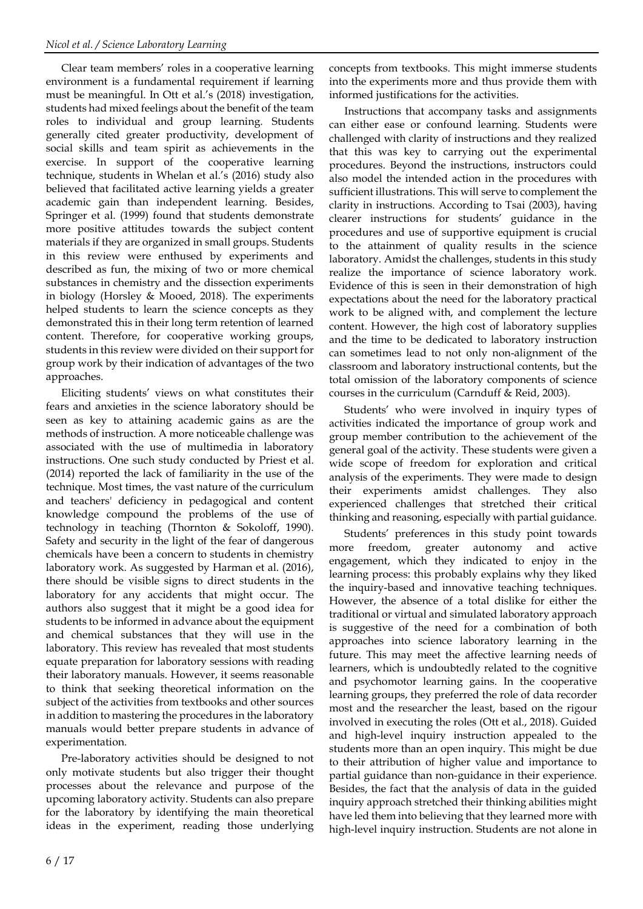Clear team members' roles in a cooperative learning environment is a fundamental requirement if learning must be meaningful. In Ott et al.'s (2018) investigation, students had mixed feelings about the benefit of the team roles to individual and group learning. Students generally cited greater productivity, development of social skills and team spirit as achievements in the exercise. In support of the cooperative learning technique, students in Whelan et al.'s (2016) study also believed that facilitated active learning yields a greater academic gain than independent learning. Besides, Springer et al. (1999) found that students demonstrate more positive attitudes towards the subject content materials if they are organized in small groups. Students in this review were enthused by experiments and described as fun, the mixing of two or more chemical substances in chemistry and the dissection experiments in biology (Horsley & Mooed, 2018). The experiments helped students to learn the science concepts as they demonstrated this in their long term retention of learned content. Therefore, for cooperative working groups, students in this review were divided on their support for group work by their indication of advantages of the two approaches.

Eliciting students' views on what constitutes their fears and anxieties in the science laboratory should be seen as key to attaining academic gains as are the methods of instruction. A more noticeable challenge was associated with the use of multimedia in laboratory instructions. One such study conducted by Priest et al. (2014) reported the lack of familiarity in the use of the technique. Most times, the vast nature of the curriculum and teachers' deficiency in pedagogical and content knowledge compound the problems of the use of technology in teaching (Thornton & Sokoloff, 1990). Safety and security in the light of the fear of dangerous chemicals have been a concern to students in chemistry laboratory work. As suggested by Harman et al. (2016), there should be visible signs to direct students in the laboratory for any accidents that might occur. The authors also suggest that it might be a good idea for students to be informed in advance about the equipment and chemical substances that they will use in the laboratory. This review has revealed that most students equate preparation for laboratory sessions with reading their laboratory manuals. However, it seems reasonable to think that seeking theoretical information on the subject of the activities from textbooks and other sources in addition to mastering the procedures in the laboratory manuals would better prepare students in advance of experimentation.

Pre-laboratory activities should be designed to not only motivate students but also trigger their thought processes about the relevance and purpose of the upcoming laboratory activity. Students can also prepare for the laboratory by identifying the main theoretical ideas in the experiment, reading those underlying concepts from textbooks. This might immerse students into the experiments more and thus provide them with informed justifications for the activities.

Instructions that accompany tasks and assignments can either ease or confound learning. Students were challenged with clarity of instructions and they realized that this was key to carrying out the experimental procedures. Beyond the instructions, instructors could also model the intended action in the procedures with sufficient illustrations. This will serve to complement the clarity in instructions. According to Tsai (2003), having clearer instructions for students' guidance in the procedures and use of supportive equipment is crucial to the attainment of quality results in the science laboratory. Amidst the challenges, students in this study realize the importance of science laboratory work. Evidence of this is seen in their demonstration of high expectations about the need for the laboratory practical work to be aligned with, and complement the lecture content. However, the high cost of laboratory supplies and the time to be dedicated to laboratory instruction can sometimes lead to not only non-alignment of the classroom and laboratory instructional contents, but the total omission of the laboratory components of science courses in the curriculum (Carnduff & Reid, 2003).

Students' who were involved in inquiry types of activities indicated the importance of group work and group member contribution to the achievement of the general goal of the activity. These students were given a wide scope of freedom for exploration and critical analysis of the experiments. They were made to design their experiments amidst challenges. They also experienced challenges that stretched their critical thinking and reasoning, especially with partial guidance.

Students' preferences in this study point towards more freedom, greater autonomy and active engagement, which they indicated to enjoy in the learning process: this probably explains why they liked the inquiry-based and innovative teaching techniques. However, the absence of a total dislike for either the traditional or virtual and simulated laboratory approach is suggestive of the need for a combination of both approaches into science laboratory learning in the future. This may meet the affective learning needs of learners, which is undoubtedly related to the cognitive and psychomotor learning gains. In the cooperative learning groups, they preferred the role of data recorder most and the researcher the least, based on the rigour involved in executing the roles (Ott et al., 2018). Guided and high-level inquiry instruction appealed to the students more than an open inquiry. This might be due to their attribution of higher value and importance to partial guidance than non-guidance in their experience. Besides, the fact that the analysis of data in the guided inquiry approach stretched their thinking abilities might have led them into believing that they learned more with high-level inquiry instruction. Students are not alone in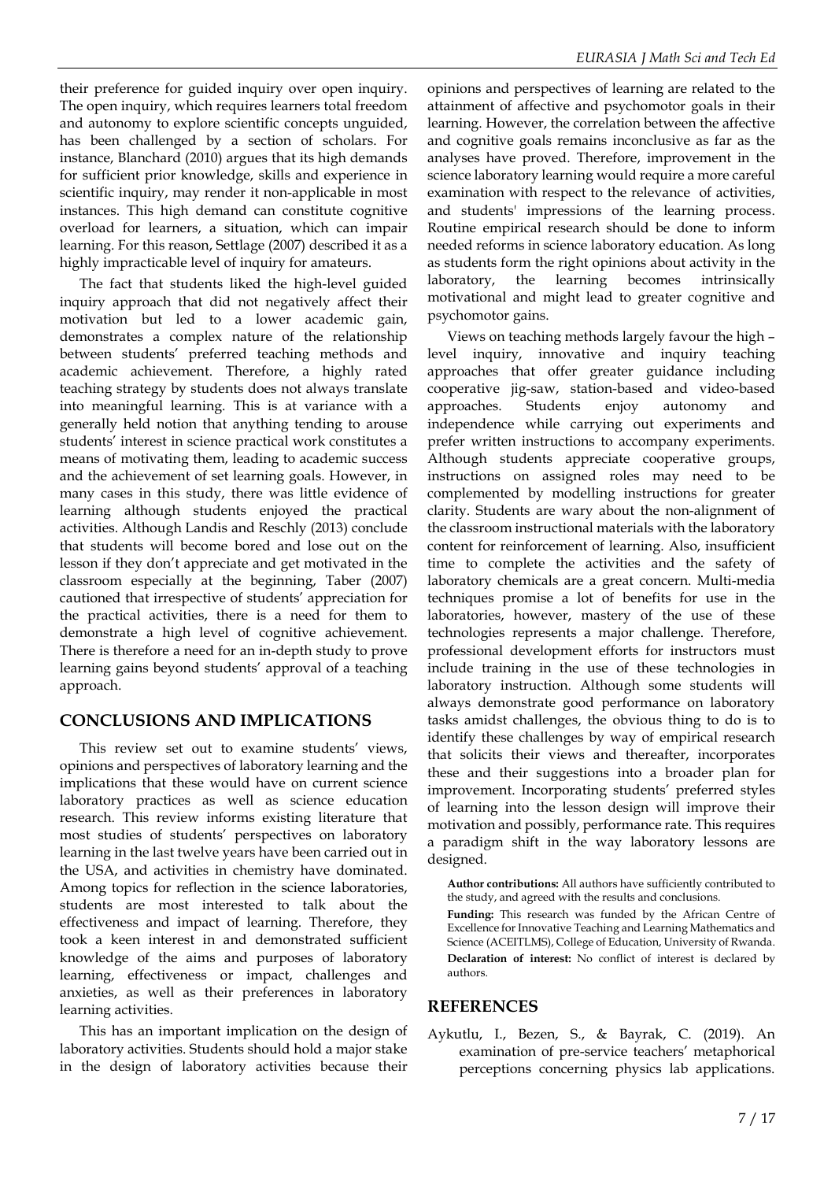their preference for guided inquiry over open inquiry. The open inquiry, which requires learners total freedom and autonomy to explore scientific concepts unguided, has been challenged by a section of scholars. For instance, Blanchard (2010) argues that its high demands for sufficient prior knowledge, skills and experience in scientific inquiry, may render it non-applicable in most instances. This high demand can constitute cognitive overload for learners, a situation, which can impair learning. For this reason, Settlage (2007) described it as a highly impracticable level of inquiry for amateurs.

The fact that students liked the high-level guided inquiry approach that did not negatively affect their motivation but led to a lower academic gain, demonstrates a complex nature of the relationship between students' preferred teaching methods and academic achievement. Therefore, a highly rated teaching strategy by students does not always translate into meaningful learning. This is at variance with a generally held notion that anything tending to arouse students' interest in science practical work constitutes a means of motivating them, leading to academic success and the achievement of set learning goals. However, in many cases in this study, there was little evidence of learning although students enjoyed the practical activities. Although Landis and Reschly (2013) conclude that students will become bored and lose out on the lesson if they don't appreciate and get motivated in the classroom especially at the beginning, Taber (2007) cautioned that irrespective of students' appreciation for the practical activities, there is a need for them to demonstrate a high level of cognitive achievement. There is therefore a need for an in-depth study to prove learning gains beyond students' approval of a teaching approach.

## CONCLUSIONS AND IMPLICATIONS

This review set out to examine students' views, opinions and perspectives of laboratory learning and the implications that these would have on current science laboratory practices as well as science education research. This review informs existing literature that most studies of students' perspectives on laboratory learning in the last twelve years have been carried out in the USA, and activities in chemistry have dominated. Among topics for reflection in the science laboratories, students are most interested to talk about the effectiveness and impact of learning. Therefore, they took a keen interest in and demonstrated sufficient knowledge of the aims and purposes of laboratory learning, effectiveness or impact, challenges and anxieties, as well as their preferences in laboratory learning activities.

This has an important implication on the design of laboratory activities. Students should hold a major stake in the design of laboratory activities because their opinions and perspectives of learning are related to the attainment of affective and psychomotor goals in their learning. However, the correlation between the affective and cognitive goals remains inconclusive as far as the analyses have proved. Therefore, improvement in the science laboratory learning would require a more careful examination with respect to the relevance of activities, and students' impressions of the learning process. Routine empirical research should be done to inform needed reforms in science laboratory education. As long as students form the right opinions about activity in the laboratory, the learning becomes intrinsically motivational and might lead to greater cognitive and psychomotor gains.

Views on teaching methods largely favour the high – level inquiry, innovative and inquiry teaching approaches that offer greater guidance including cooperative jig-saw, station-based and video-based approaches. Students enjoy autonomy and independence while carrying out experiments and prefer written instructions to accompany experiments. Although students appreciate cooperative groups, instructions on assigned roles may need to be complemented by modelling instructions for greater clarity. Students are wary about the non-alignment of the classroom instructional materials with the laboratory content for reinforcement of learning. Also, insufficient time to complete the activities and the safety of laboratory chemicals are a great concern. Multi-media techniques promise a lot of benefits for use in the laboratories, however, mastery of the use of these technologies represents a major challenge. Therefore, professional development efforts for instructors must include training in the use of these technologies in laboratory instruction. Although some students will always demonstrate good performance on laboratory tasks amidst challenges, the obvious thing to do is to identify these challenges by way of empirical research that solicits their views and thereafter, incorporates these and their suggestions into a broader plan for improvement. Incorporating students' preferred styles of learning into the lesson design will improve their motivation and possibly, performance rate. This requires a paradigm shift in the way laboratory lessons are designed.

**Author contributions:** All authors have sufficiently contributed to the study, and agreed with the results and conclusions.

**Funding:** This research was funded by the African Centre of Excellence for Innovative Teaching and Learning Mathematics and Science (ACEITLMS), College of Education, University of Rwanda.

**Declaration of interest:** No conflict of interest is declared by authors.

## REFERENCES

Aykutlu, I., Bezen, S., & Bayrak, C. (2019). An examination of pre-service teachers' metaphorical perceptions concerning physics lab applications.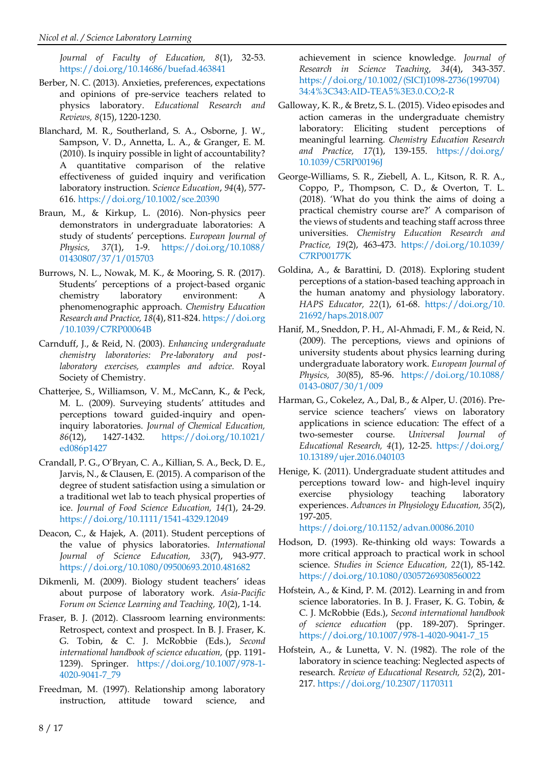*Journal of Faculty of Education, 8*(1), 32-53. https://doi.org/10.14686/buefad.463841

Berber, N. C. (2013). Anxieties, preferences, expectations and opinions of pre-service teachers related to physics laboratory. *Educational Research and Reviews, 8*(15), 1220-1230.

Blanchard, M. R., Southerland, S. A., Osborne, J. W., Sampson, V. D., Annetta, L. A., & Granger, E. M. (2010). Is inquiry possible in light of accountability? A quantitative comparison of the relative effectiveness of guided inquiry and verification laboratory instruction. *Science Education*, *94*(4), 577-616. https://doi.org/10.1002/sce.20390

Braun, M., & Kirkup, L. (2016). Non-physics peer demonstrators in undergraduate laboratories: A study of students' perceptions. *European Journal of Physics, 37*(1), 1-9. https://doi.org/10.1088/01430807/37/1/015703

Burrows, N. L., Nowak, M. K., & Mooring, S. R. (2017). Students' perceptions of a project-based organic chemistry laboratory environment: A phenomenographic approach. *Chemistry Education Research and Practice, 18*(4), 811-824. https://doi.org/10.1039/C7RP00064B

Carnduff, J., & Reid, N. (2003). *Enhancing undergraduate chemistry laboratories: Pre-laboratory and post-laboratory exercises, examples and advice.* Royal Society of Chemistry.

Chatterjee, S., Williamson, V. M., McCann, K., & Peck, M. L. (2009). Surveying students' attitudes and perceptions toward guided-inquiry and open-inquiry laboratories. *Journal of Chemical Education, 86*(12), 1427-1432. https://doi.org/10.1021/ed086p1427

Crandall, P. G., O'Bryan, C. A., Killian, S. A., Beck, D. E., Jarvis, N., & Clausen, E. (2015). A comparison of the degree of student satisfaction using a simulation or a traditional wet lab to teach physical properties of ice. *Journal of Food Science Education, 14(*1), 24-29. https://doi.org/10.1111/1541-4329.12049

Deacon, C., & Hajek, A. (2011). Student perceptions of the value of physics laboratories. *International Journal of Science Education, 33*(7), 943-977. https://doi.org/10.1080/09500693.2010.481682

Dikmenli, M. (2009). Biology student teachers' ideas about purpose of laboratory work. *Asia-Pacific Forum on Science Learning and Teaching, 10*(2), 1-14.

Fraser, B. J. (2012). Classroom learning environments: Retrospect, context and prospect. In B. J. Fraser, K. G. Tobin, & C. J. McRobbie (Eds.), *Second international handbook of science education,* (pp. 1191-1239). Springer. https://doi.org/10.1007/978-1-4020-9041-7_79

Freedman, M. (1997). Relationship among laboratory instruction, attitude toward science, and achievement in science knowledge. *Journal of Research in Science Teaching, 34*(4), 343-357. https://doi.org/10.1002/(SICI)1098-2736(199704)34:4%3C343:AID-TEA5%3E3.0.CO;2-R

Galloway, K. R., & Bretz, S. L. (2015). Video episodes and action cameras in the undergraduate chemistry laboratory: Eliciting student perceptions of meaningful learning. *Chemistry Education Research and Practice, 17*(1), 139-155. https://doi.org/10.1039/C5RP00196J

George-Williams, S. R., Ziebell, A. L., Kitson, R. R. A., Coppo, P., Thompson, C. D., & Overton, T. L. (2018). 'What do you think the aims of doing a practical chemistry course are?' A comparison of the views of students and teaching staff across three universities. *Chemistry Education Research and Practice, 19*(2), 463-473. https://doi.org/10.1039/C7RP00177K

Goldina, A., & Barattini, D. (2018). Exploring student perceptions of a station-based teaching approach in the human anatomy and physiology laboratory. *HAPS Educator, 22*(1), 61-68. https://doi.org/10.21692/haps.2018.007

Hanif, M., Sneddon, P. H., Al-Ahmadi, F. M., & Reid, N. (2009). The perceptions, views and opinions of university students about physics learning during undergraduate laboratory work. *European Journal of Physics, 30*(85), 85-96. https://doi.org/10.1088/0143-0807/30/1/009

Harman, G., Cokelez, A., Dal, B., & Alper, U. (2016). Pre-service science teachers' views on laboratory applications in science education: The effect of a two-semester course. *Universal Journal of Educational Research, 4*(1), 12-25. https://doi.org/10.13189/ujer.2016.040103

Henige, K. (2011). Undergraduate student attitudes and perceptions toward low- and high-level inquiry exercise physiology teaching laboratory experiences. *Advances in Physiology Education, 35*(2), 197-205. https://doi.org/10.1152/advan.00086.2010

Hodson, D. (1993). Re-thinking old ways: Towards a more critical approach to practical work in school science. *Studies in Science Education, 22*(1), 85-142. https://doi.org/10.1080/03057269308560022

Hofstein, A., & Kind, P. M. (2012). Learning in and from science laboratories. In B. J. Fraser, K. G. Tobin, & C. J. McRobbie (Eds.), *Second international handbook of science education* (pp. 189-207). Springer. https://doi.org/10.1007/978-1-4020-9041-7_15

Hofstein, A., & Lunetta, V. N. (1982). The role of the laboratory in science teaching: Neglected aspects of research. *Review of Educational Research, 52*(2), 201-217. https://doi.org/10.2307/1170311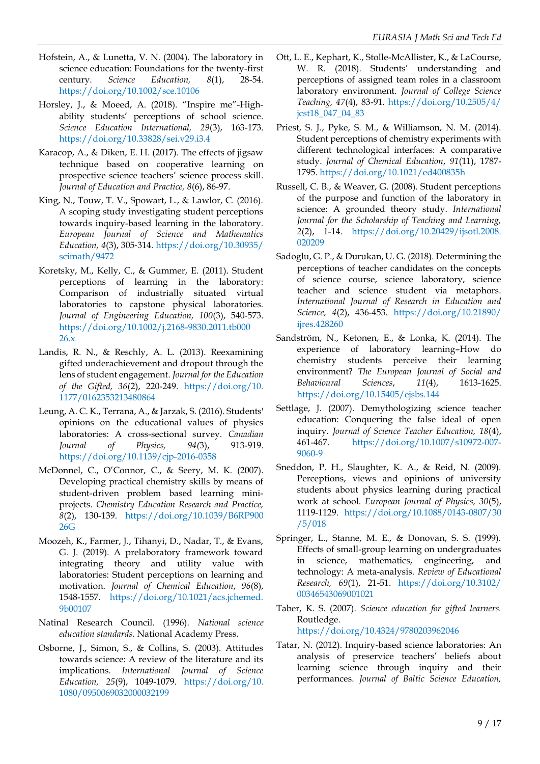Hofstein, A., & Lunetta, V. N. (2004). The laboratory in science education: Foundations for the twenty-first century. *Science Education, 8*(1), 28-54. https://doi.org/10.1002/sce.10106

Horsley, J., & Moeed, A. (2018). "Inspire me"-High-ability students' perceptions of school science. *Science Education International, 29*(3), 163-173. https://doi.org/10.33828/sei.v29.i3.4

Karacop, A., & Diken, E. H. (2017). The effects of jigsaw technique based on cooperative learning on prospective science teachers' science process skill. *Journal of Education and Practice, 8*(6), 86-97.

King, N., Touw, T. V., Spowart, L., & Lawlor, C. (2016). A scoping study investigating student perceptions towards inquiry-based learning in the laboratory. *European Journal of Science and Mathematics Education, 4*(3), 305-314. https://doi.org/10.30935/scimath/9472

Koretsky, M., Kelly, C., & Gummer, E. (2011). Student perceptions of learning in the laboratory: Comparison of industrially situated virtual laboratories to capstone physical laboratories. *Journal of Engineering Education, 100*(3), 540-573. https://doi.org/10.1002/j.2168-9830.2011.tb00026.x

Landis, R. N., & Reschly, A. L. (2013). Reexamining gifted underachievement and dropout through the lens of student engagement. *Journal for the Education of the Gifted, 36*(2), 220-249. https://doi.org/10.1177/0162353213480864

Leung, A. C. K., Terrana, A., & Jarzak, S. (2016). Students' opinions on the educational values of physics laboratories: A cross-sectional survey. *Canadian Journal of Physics, 94*(3), 913-919. https://doi.org/10.1139/cjp-2016-0358

McDonnel, C., O'Connor, C., & Seery, M. K. (2007). Developing practical chemistry skills by means of student-driven problem based learning mini-projects. *Chemistry Education Research and Practice, 8*(2), 130-139. https://doi.org/10.1039/B6RP90026G

Moozeh, K., Farmer, J., Tihanyi, D., Nadar, T., & Evans, G. J. (2019). A prelaboratory framework toward integrating theory and utility value with laboratories: Student perceptions on learning and motivation. *Journal of Chemical Education, 96*(8), 1548-1557. https://doi.org/10.1021/acs.jchemed.9b00107

Natinal Research Council. (1996). *National science education standards.* National Academy Press.

Osborne, J., Simon, S., & Collins, S. (2003). Attitudes towards science: A review of the literature and its implications. *International Journal of Science Education, 25*(9), 1049-1079. https://doi.org/10.1080/0950069032000032199

Ott, L. E., Kephart, K., Stolle-McAllister, K., & LaCourse, W. R. (2018). Students' understanding and perceptions of assigned team roles in a classroom laboratory environment. *Journal of College Science Teaching, 47*(4), 83-91. https://doi.org/10.2505/4/jcst18_047_04_83

Priest, S. J., Pyke, S. M., & Williamson, N. M. (2014). Student perceptions of chemistry experiments with different technological interfaces: A comparative study. *Journal of Chemical Education, 91*(11), 1787-1795. https://doi.org/10.1021/ed400835h

Russell, C. B., & Weaver, G. (2008). Student perceptions of the purpose and function of the laboratory in science: A grounded theory study. *International Journal for the Scholarship of Teaching and Learning, 2*(2), 1-14. https://doi.org/10.20429/ijsotl.2008.020209

Sadoglu, G. P., & Durukan, U. G. (2018). Determining the perceptions of teacher candidates on the concepts of science course, science laboratory, science teacher and science student via metaphors. *International Journal of Research in Education and Science, 4*(2), 436-453. https://doi.org/10.21890/ijres.428260

Sandström, N., Ketonen, E., & Lonka, K. (2014). The experience of laboratory learning–How do chemistry students perceive their learning environment? *The European Journal of Social and Behavioural Sciences, 11*(4), 1613-1625. https://doi.org/10.15405/ejsbs.144

Settlage, J. (2007). Demythologizing science teacher education: Conquering the false ideal of open inquiry. *Journal of Science Teacher Education, 18*(4), 461-467. https://doi.org/10.1007/s10972-007-9060-9

Sneddon, P. H., Slaughter, K. A., & Reid, N. (2009). Perceptions, views and opinions of university students about physics learning during practical work at school. *European Journal of Physics, 30*(5), 1119-1129. https://doi.org/10.1088/0143-0807/30/5/018

Springer, L., Stanne, M. E., & Donovan, S. S. (1999). Effects of small-group learning on undergraduates in science, mathematics, engineering, and technology: A meta-analysis. *Review of Educational Research, 69*(1), 21-51. https://doi.org/10.3102/00346543069001021

Taber, K. S. (2007). *Science education for gifted learners.* Routledge. https://doi.org/10.4324/9780203962046

Tatar, N. (2012). Inquiry-based science laboratories: An analysis of preservice teachers' beliefs about learning science through inquiry and their performances. *Journal of Baltic Science Education,*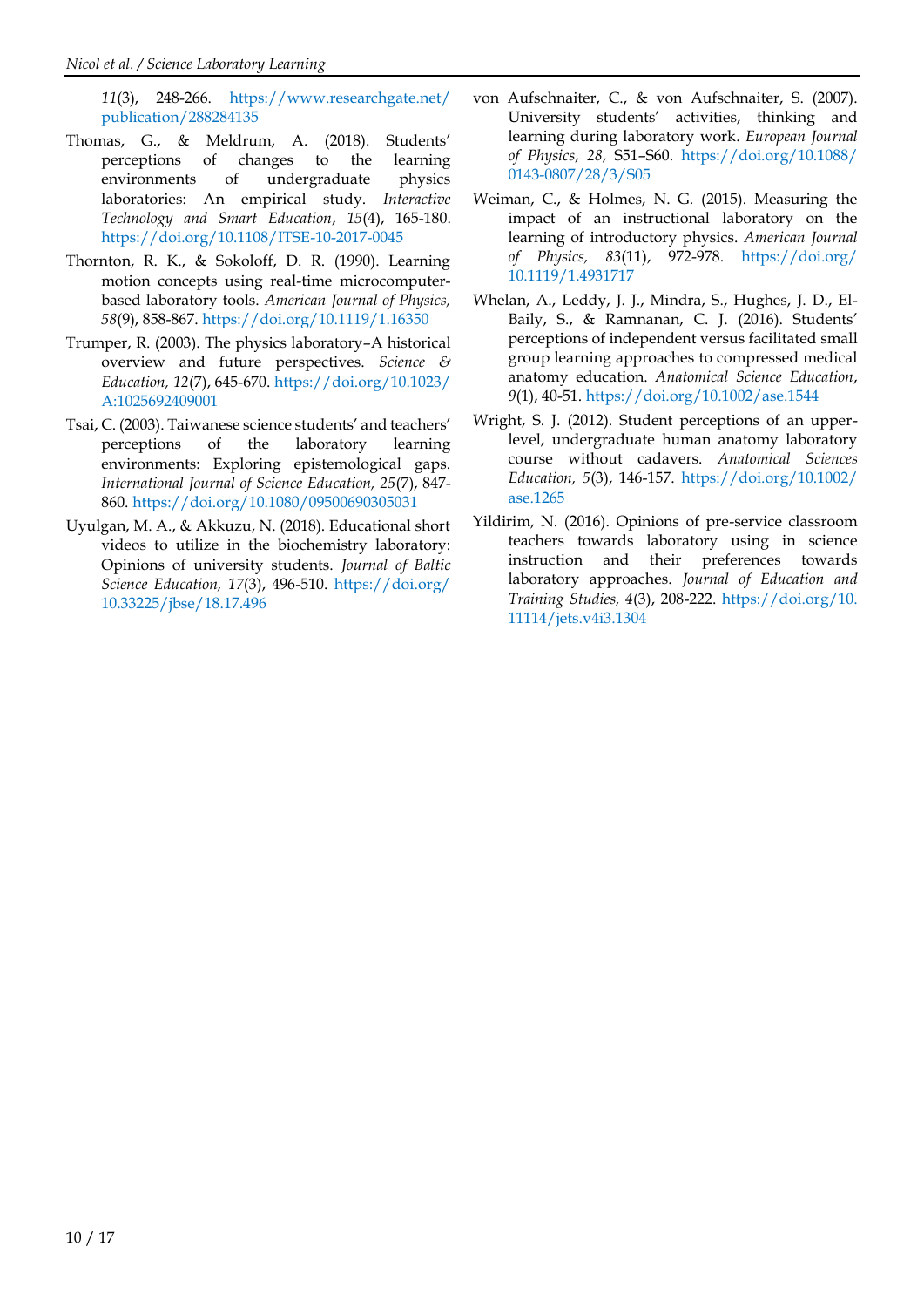*11*(3), 248-266. https://www.researchgate.net/publication/288284135

Thomas, G., & Meldrum, A. (2018). Students' perceptions of changes to the learning environments of undergraduate physics laboratories: An empirical study. *Interactive Technology and Smart Education*, *15*(4), 165-180. https://doi.org/10.1108/ITSE-10-2017-0045

Thornton, R. K., & Sokoloff, D. R. (1990). Learning motion concepts using real-time microcomputer-based laboratory tools. *American Journal of Physics, 58*(9), 858-867. https://doi.org/10.1119/1.16350

Trumper, R. (2003). The physics laboratory–A historical overview and future perspectives. *Science & Education, 12*(7), 645-670. https://doi.org/10.1023/A:1025692409001

Tsai, C. (2003). Taiwanese science students' and teachers' perceptions of the laboratory learning environments: Exploring epistemological gaps. *International Journal of Science Education, 25*(7), 847-860. https://doi.org/10.1080/09500690305031

Uyulgan, M. A., & Akkuzu, N. (2018). Educational short videos to utilize in the biochemistry laboratory: Opinions of university students. *Journal of Baltic Science Education, 17*(3), 496-510. https://doi.org/10.33225/jbse/18.17.496

von Aufschnaiter, C., & von Aufschnaiter, S. (2007). University students' activities, thinking and learning during laboratory work. *European Journal of Physics*, *28*, S51–S60. https://doi.org/10.1088/0143-0807/28/3/S05

Weiman, C., & Holmes, N. G. (2015). Measuring the impact of an instructional laboratory on the learning of introductory physics. *American Journal of Physics, 83*(11), 972-978. https://doi.org/10.1119/1.4931717

Whelan, A., Leddy, J. J., Mindra, S., Hughes, J. D., El-Baily, S., & Ramnanan, C. J. (2016). Students' perceptions of independent versus facilitated small group learning approaches to compressed medical anatomy education. *Anatomical Science Education*, *9*(1), 40-51. https://doi.org/10.1002/ase.1544

Wright, S. J. (2012). Student perceptions of an upper-level, undergraduate human anatomy laboratory course without cadavers. *Anatomical Sciences Education, 5*(3), 146-157. https://doi.org/10.1002/ase.1265

Yildirim, N. (2016). Opinions of pre-service classroom teachers towards laboratory using in science instruction and their preferences towards laboratory approaches. *Journal of Education and Training Studies, 4*(3), 208-222. https://doi.org/10.11114/jets.v4i3.1304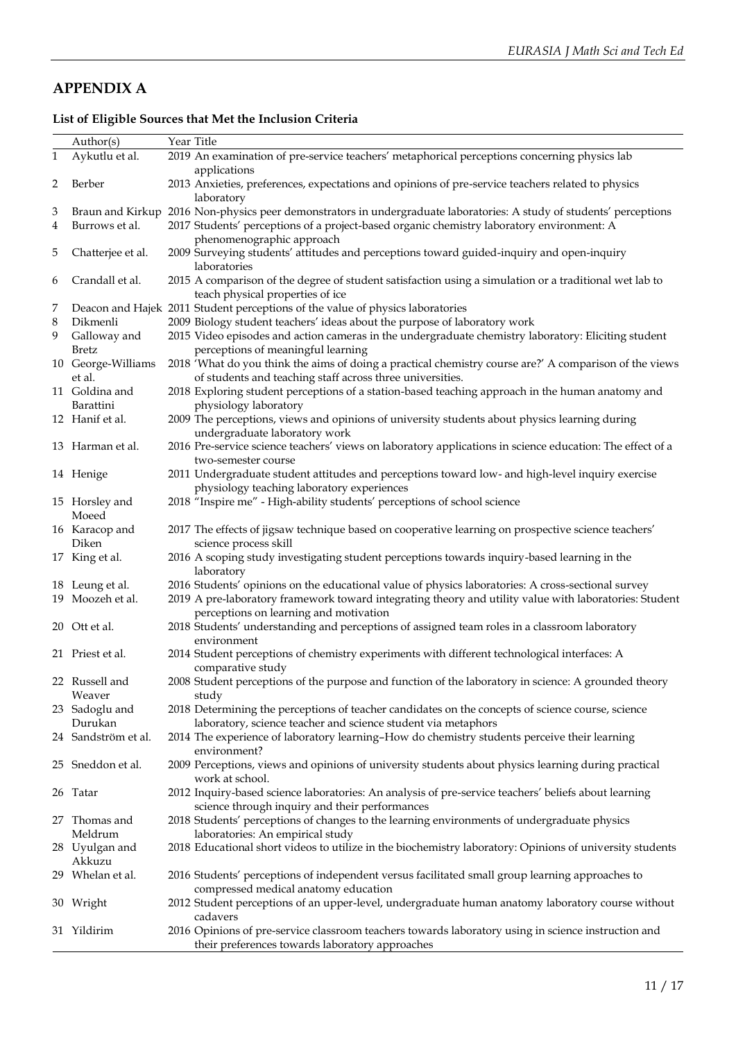## APPENDIX A

### List of Eligible Sources that Met the Inclusion Criteria

| | Author(s) | Year | Title |
|---|---|---|---|
| 1 | Aykutlu et al. | 2019 | An examination of pre-service teachers' metaphorical perceptions concerning physics lab applications |
| 2 | Berber | 2013 | Anxieties, preferences, expectations and opinions of pre-service teachers related to physics laboratory |
| 3 | Braun and Kirkup | 2016 | Non-physics peer demonstrators in undergraduate laboratories: A study of students' perceptions |
| 4 | Burrows et al. | 2017 | Students' perceptions of a project-based organic chemistry laboratory environment: A phenomenographic approach |
| 5 | Chatterjee et al. | 2009 | Surveying students' attitudes and perceptions toward guided-inquiry and open-inquiry laboratories |
| 6 | Crandall et al. | 2015 | A comparison of the degree of student satisfaction using a simulation or a traditional wet lab to teach physical properties of ice |
| 7 | Deacon and Hajek | 2011 | Student perceptions of the value of physics laboratories |
| 8 | Dikmenli | 2009 | Biology student teachers' ideas about the purpose of laboratory work |
| 9 | Galloway and Bretz | 2015 | Video episodes and action cameras in the undergraduate chemistry laboratory: Eliciting student perceptions of meaningful learning |
| 10 | George-Williams et al. | 2018 | 'What do you think the aims of doing a practical chemistry course are?' A comparison of the views of students and teaching staff across three universities. |
| 11 | Goldina and Barattini | 2018 | Exploring student perceptions of a station-based teaching approach in the human anatomy and physiology laboratory |
| 12 | Hanif et al. | 2009 | The perceptions, views and opinions of university students about physics learning during undergraduate laboratory work |
| 13 | Harman et al. | 2016 | Pre-service science teachers' views on laboratory applications in science education: The effect of a two-semester course |
| 14 | Henige | 2011 | Undergraduate student attitudes and perceptions toward low- and high-level inquiry exercise physiology teaching laboratory experiences |
| 15 | Horsley and Moeed | 2018 | "Inspire me" - High-ability students' perceptions of school science |
| 16 | Karacop and Diken | 2017 | The effects of jigsaw technique based on cooperative learning on prospective science teachers' science process skill |
| 17 | King et al. | 2016 | A scoping study investigating student perceptions towards inquiry-based learning in the laboratory |
| 18 | Leung et al. | 2016 | Students' opinions on the educational value of physics laboratories: A cross-sectional survey |
| 19 | Moozeh et al. | 2019 | A pre-laboratory framework toward integrating theory and utility value with laboratories: Student perceptions on learning and motivation |
| 20 | Ott et al. | 2018 | Students' understanding and perceptions of assigned team roles in a classroom laboratory environment |
| 21 | Priest et al. | 2014 | Student perceptions of chemistry experiments with different technological interfaces: A comparative study |
| 22 | Russell and Weaver | 2008 | Student perceptions of the purpose and function of the laboratory in science: A grounded theory study |
| 23 | Sadoglu and Durukan | 2018 | Determining the perceptions of teacher candidates on the concepts of science course, science laboratory, science teacher and science student via metaphors |
| 24 | Sandström et al. | 2014 | The experience of laboratory learning–How do chemistry students perceive their learning environment? |
| 25 | Sneddon et al. | 2009 | Perceptions, views and opinions of university students about physics learning during practical work at school. |
| 26 | Tatar | 2012 | Inquiry-based science laboratories: An analysis of pre-service teachers' beliefs about learning science through inquiry and their performances |
| 27 | Thomas and Meldrum | 2018 | Students' perceptions of changes to the learning environments of undergraduate physics laboratories: An empirical study |
| 28 | Uyulgan and Akkuzu | 2018 | Educational short videos to utilize in the biochemistry laboratory: Opinions of university students |
| 29 | Whelan et al. | 2016 | Students' perceptions of independent versus facilitated small group learning approaches to compressed medical anatomy education |
| 30 | Wright | 2012 | Student perceptions of an upper-level, undergraduate human anatomy laboratory course without cadavers |
| 31 | Yildirim | 2016 | Opinions of pre-service classroom teachers towards laboratory using in science instruction and their preferences towards laboratory approaches |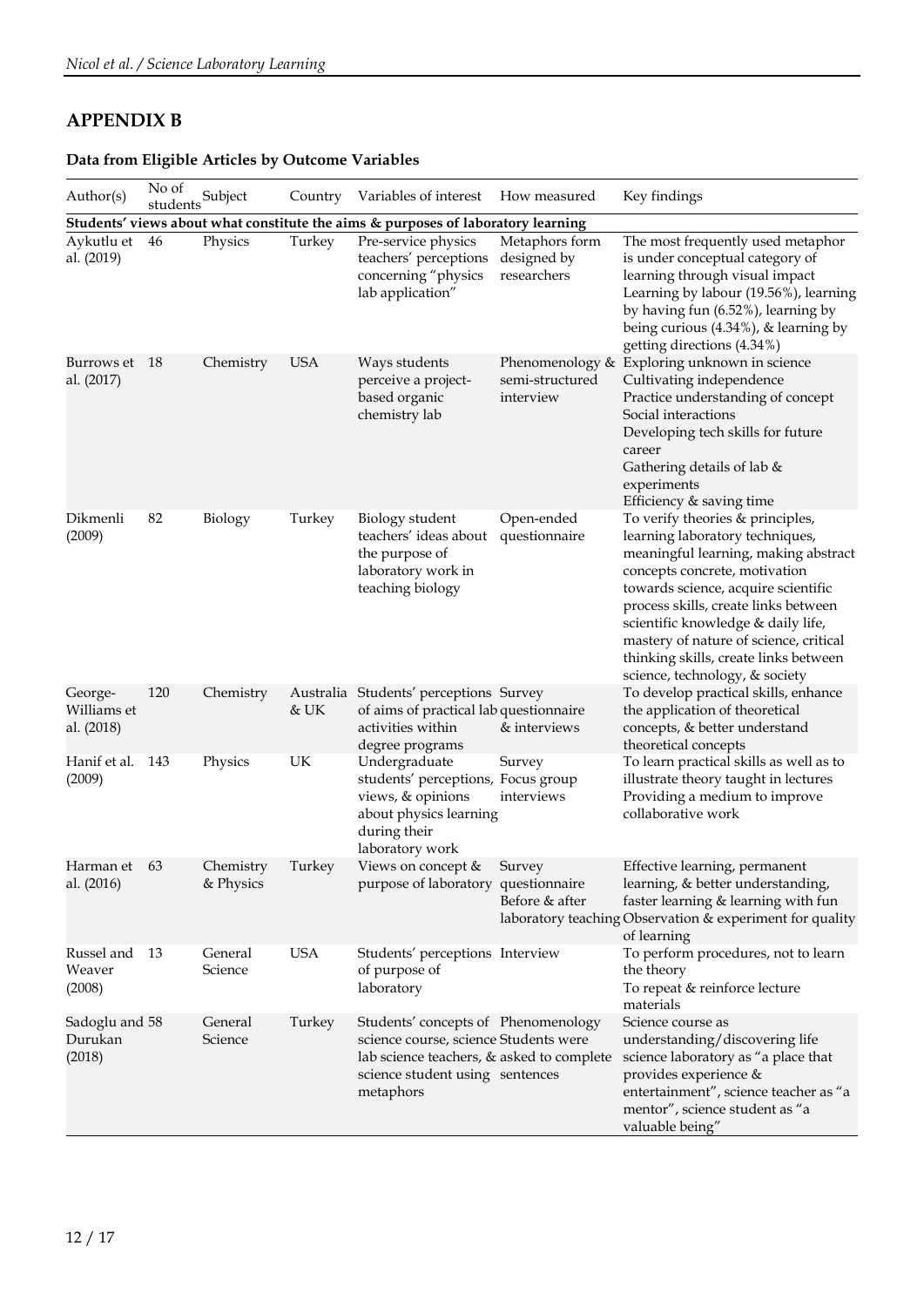## APPENDIX B

### Data from Eligible Articles by Outcome Variables

| Author(s) | No of students | Subject | Country | Variables of interest | How measured | Key findings |
|---|---|---|---|---|---|---|
| **Students' views about what constitute the aims & purposes of laboratory learning** | | | | | | |
| Aykutlu et al. (2019) | 46 | Physics | Turkey | Pre-service physics teachers' perceptions concerning "physics lab application" | Metaphors form designed by researchers | The most frequently used metaphor is under conceptual category of learning through visual impact Learning by labour (19.56%), learning by having fun (6.52%), learning by being curious (4.34%), & learning by getting directions (4.34%) |
| Burrows et al. (2017) | 18 | Chemistry | USA | Ways students perceive a project-based organic chemistry lab | Phenomenology & semi-structured interview | Exploring unknown in science<br>Cultivating independence<br>Practice understanding of concept<br>Social interactions<br>Developing tech skills for future career<br>Gathering details of lab & experiments<br>Efficiency & saving time |
| Dikmenli (2009) | 82 | Biology | Turkey | Biology student teachers' ideas about the purpose of laboratory work in teaching biology | Open-ended questionnaire | To verify theories & principles, learning laboratory techniques, meaningful learning, making abstract concepts concrete, motivation towards science, acquire scientific process skills, create links between scientific knowledge & daily life, mastery of nature of science, critical thinking skills, create links between science, technology, & society |
| George-Williams et al. (2018) | 120 | Chemistry | Australia & UK | Students' perceptions of aims of practical lab activities within degree programs | Survey questionnaire & interviews | To develop practical skills, enhance the application of theoretical concepts, & better understand theoretical concepts |
| Hanif et al. (2009) | 143 | Physics | UK | Undergraduate students' perceptions, views, & opinions about physics learning during their laboratory work | Survey<br>Focus group interviews | To learn practical skills as well as to illustrate theory taught in lectures<br>Providing a medium to improve collaborative work |
| Harman et al. (2016) | 63 | Chemistry & Physics | Turkey | Views on concept & purpose of laboratory | Survey questionnaire Before & after laboratory teaching | Effective learning, permanent learning, & better understanding, faster learning & learning with fun<br>Observation & experiment for quality of learning |
| Russel and Weaver (2008) | 13 | General Science | USA | Students' perceptions of purpose of laboratory | Interview | To perform procedures, not to learn the theory<br>To repeat & reinforce lecture materials |
| Sadoglu and Durukan (2018) | 58 | General Science | Turkey | Students' concepts of science course, science lab science teachers, & science student using metaphors | Phenomenology<br>Students were asked to complete sentences | Science course as understanding/discovering life science laboratory as "a place that provides experience & entertainment", science teacher as "a mentor", science student as "a valuable being" |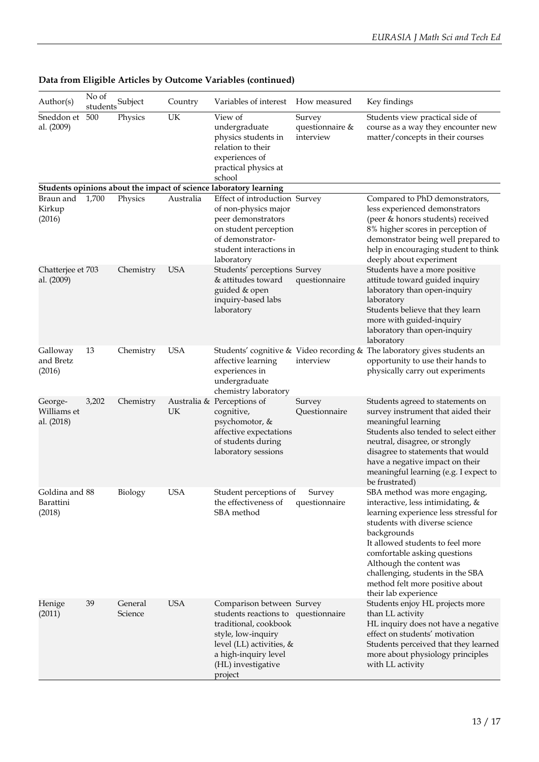**Data from Eligible Articles by Outcome Variables (continued)**

| Author(s) | No of students | Subject | Country | Variables of interest | How measured | Key findings |
|---|---|---|---|---|---|---|
| Sneddon et al. (2009) | 500 | Physics | UK | View of undergraduate physics students in relation to their experiences of practical physics at school | Survey questionnaire & interview | Students view practical side of course as a way they encounter new matter/concepts in their courses |
| **Students opinions about the impact of science laboratory learning** | | | | | | |
| Braun and Kirkup (2016) | 1,700 | Physics | Australia | Effect of introduction of non-physics major peer demonstrators on student perception of demonstrator-student interactions in laboratory | Survey | Compared to PhD demonstrators, less experienced demonstrators (peer & honors students) received 8% higher scores in perception of demonstrator being well prepared to help in encouraging student to think deeply about experiment |
| Chatterjee et al. (2009) | 703 | Chemistry | USA | Students' perceptions & attitudes toward guided & open inquiry-based labs laboratory | Survey questionnaire | Students have a more positive attitude toward guided inquiry laboratory than open-inquiry laboratory<br>Students believe that they learn more with guided-inquiry laboratory than open-inquiry laboratory |
| Galloway and Bretz (2016) | 13 | Chemistry | USA | Students' cognitive & affective learning experiences in undergraduate chemistry laboratory | Video recording & interview | The laboratory gives students an opportunity to use their hands to physically carry out experiments |
| George-Williams et al. (2018) | 3,202 | Chemistry | Australia & UK | Perceptions of cognitive, psychomotor, & affective expectations of students during laboratory sessions | Survey Questionnaire | Students agreed to statements on survey instrument that aided their meaningful learning<br>Students also tended to select either neutral, disagree, or strongly disagree to statements that would have a negative impact on their meaningful learning (e.g. I expect to be frustrated) |
| Goldina and Barattini (2018) | 88 | Biology | USA | Student perceptions of the effectiveness of SBA method | Survey questionnaire | SBA method was more engaging, interactive, less intimidating, & learning experience less stressful for students with diverse science backgrounds<br>It allowed students to feel more comfortable asking questions<br>Although the content was challenging, students in the SBA method felt more positive about their lab experience |
| Henige (2011) | 39 | General Science | USA | Comparison between students reactions to traditional, cookbook style, low-inquiry level (LL) activities, & a high-inquiry level (HL) investigative project | Survey questionnaire | Students enjoy HL projects more than LL activity<br>HL inquiry does not have a negative effect on students' motivation<br>Students perceived that they learned more about physiology principles with LL activity |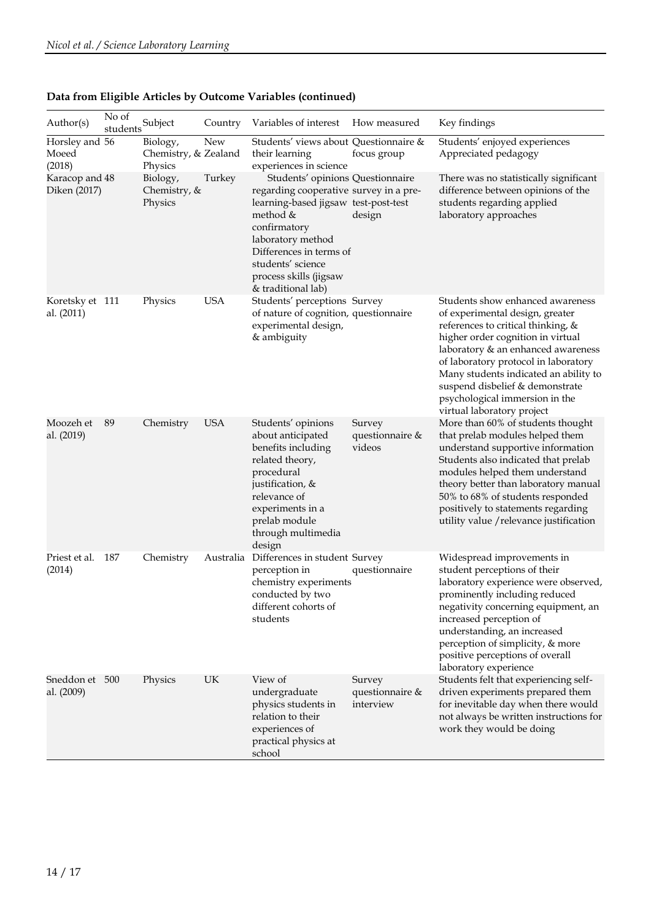**Data from Eligible Articles by Outcome Variables (continued)**

| Author(s) | No of students | Subject | Country | Variables of interest | How measured | Key findings |
|---|---|---|---|---|---|---|
| Horsley and Moeed (2018) | 56 | Biology, Chemistry, & Physics | New Zealand | Students' views about their learning experiences in science | Questionnaire & focus group | Students' enjoyed experiences Appreciated pedagogy |
| Karacop and Diken (2017) | 48 | Biology, Chemistry, & Physics | Turkey | Students' opinions regarding cooperative learning-based jigsaw method & confirmatory laboratory method Differences in terms of students' science process skills (jigsaw & traditional lab) | Questionnaire survey in a pre-test-post-test design | There was no statistically significant difference between opinions of the students regarding applied laboratory approaches |
| Koretsky et al. (2011) | 111 | Physics | USA | Students' perceptions of nature of cognition, experimental design, & ambiguity | Survey questionnaire | Students show enhanced awareness of experimental design, greater references to critical thinking, & higher order cognition in virtual laboratory & an enhanced awareness of laboratory protocol in laboratory Many students indicated an ability to suspend disbelief & demonstrate psychological immersion in the virtual laboratory project |
| Moozeh et al. (2019) | 89 | Chemistry | USA | Students' opinions about anticipated benefits including related theory, procedural justification, & relevance of experiments in a prelab module through multimedia design | Survey questionnaire & videos | More than 60% of students thought that prelab modules helped them understand supportive information Students also indicated that prelab modules helped them understand theory better than laboratory manual 50% to 68% of students responded positively to statements regarding utility value /relevance justification |
| Priest et al. (2014) | 187 | Chemistry | Australia | Differences in student perception in chemistry experiments conducted by two different cohorts of students | Survey questionnaire | Widespread improvements in student perceptions of their laboratory experience were observed, prominently including reduced negativity concerning equipment, an increased perception of understanding, an increased perception of simplicity, & more positive perceptions of overall laboratory experience |
| Sneddon et al. (2009) | 500 | Physics | UK | View of undergraduate physics students in relation to their experiences of practical physics at school | Survey questionnaire & interview | Students felt that experiencing self-driven experiments prepared them for inevitable day when there would not always be written instructions for work they would be doing |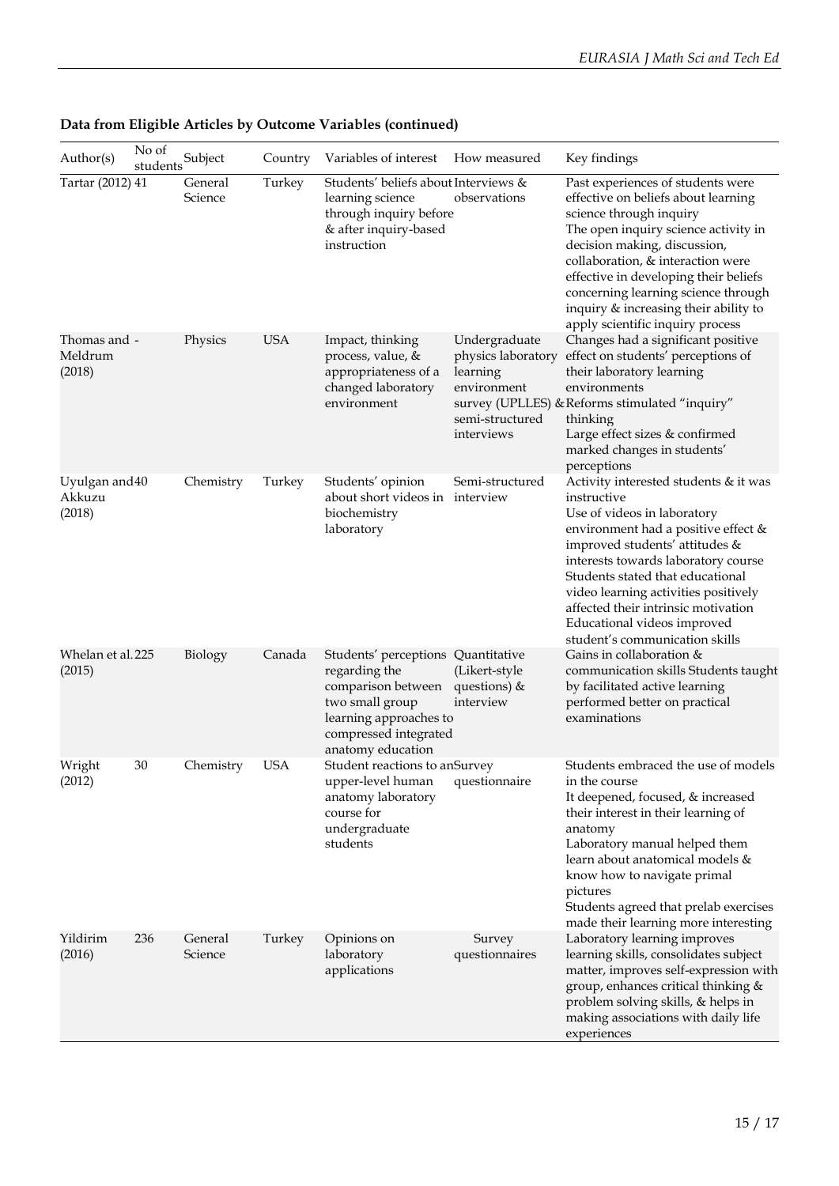**Data from Eligible Articles by Outcome Variables (continued)**

| Author(s) | No of students | Subject | Country | Variables of interest | How measured | Key findings |
|---|---|---|---|---|---|---|
| Tartar (2012) | 41 | General Science | Turkey | Students' beliefs about learning science through inquiry before & after inquiry-based instruction | Interviews & observations | Past experiences of students were effective on beliefs about learning science through inquiry<br>The open inquiry science activity in decision making, discussion, collaboration, & interaction were effective in developing their beliefs concerning learning science through inquiry & increasing their ability to apply scientific inquiry process |
| Thomas and Meldrum (2018) | - | Physics | USA | Impact, thinking process, value, & appropriateness of a changed laboratory environment | Undergraduate physics laboratory learning environment survey (UPLLES) & semi-structured interviews | Changes had a significant positive effect on students' perceptions of their laboratory learning environments<br>Reforms stimulated "inquiry" thinking<br>Large effect sizes & confirmed marked changes in students' perceptions |
| Uyulgan and Akkuzu (2018) | 40 | Chemistry | Turkey | Students' opinion about short videos in biochemistry laboratory | Semi-structured interview | Activity interested students & it was instructive<br>Use of videos in laboratory environment had a positive effect & improved students' attitudes & interests towards laboratory course<br>Students stated that educational video learning activities positively affected their intrinsic motivation<br>Educational videos improved student's communication skills |
| Whelan et al. (2015) | 225 | Biology | Canada | Students' perceptions regarding the comparison between two small group learning approaches to compressed integrated anatomy education | Quantitative (Likert-style questions) & interview | Gains in collaboration & communication skills Students taught by facilitated active learning performed better on practical examinations |
| Wright (2012) | 30 | Chemistry | USA | Student reactions to an upper-level human anatomy laboratory course for undergraduate students | Survey questionnaire | Students embraced the use of models in the course<br>It deepened, focused, & increased their interest in their learning of anatomy<br>Laboratory manual helped them learn about anatomical models & know how to navigate primal pictures<br>Students agreed that prelab exercises made their learning more interesting |
| Yildirim (2016) | 236 | General Science | Turkey | Opinions on laboratory applications | Survey questionnaires | Laboratory learning improves learning skills, consolidates subject matter, improves self-expression with group, enhances critical thinking & problem solving skills, & helps in making associations with daily life experiences |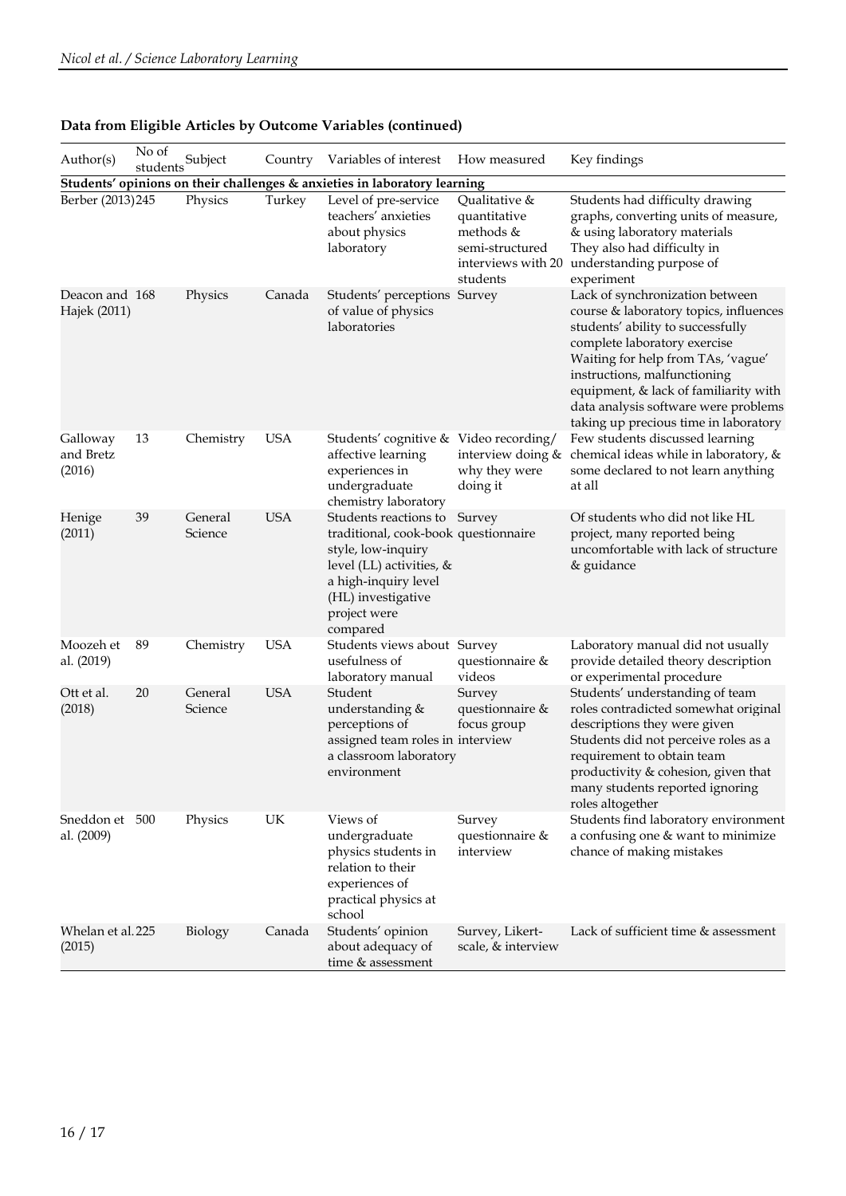**Data from Eligible Articles by Outcome Variables (continued)**

| Author(s) | No of students | Subject | Country | Variables of interest | How measured | Key findings |
|---|---|---|---|---|---|---|
| **Students' opinions on their challenges & anxieties in laboratory learning** | | | | | | |
| Berber (2013) | 245 | Physics | Turkey | Level of pre-service teachers' anxieties about physics laboratory | Qualitative & quantitative methods & semi-structured interviews with 20 students | Students had difficulty drawing graphs, converting units of measure, & using laboratory materials They also had difficulty in understanding purpose of experiment |
| Deacon and Hajek (2011) | 168 | Physics | Canada | Students' perceptions of value of physics laboratories | Survey | Lack of synchronization between course & laboratory topics, influences students' ability to successfully complete laboratory exercise Waiting for help from TAs, 'vague' instructions, malfunctioning equipment, & lack of familiarity with data analysis software were problems taking up precious time in laboratory |
| Galloway and Bretz (2016) | 13 | Chemistry | USA | Students' cognitive & affective learning experiences in undergraduate chemistry laboratory | Video recording/ interview doing & why they were doing it | Few students discussed learning chemical ideas while in laboratory, & some declared to not learn anything at all |
| Henige (2011) | 39 | General Science | USA | Students reactions to traditional, cook-book style, low-inquiry level (LL) activities, & a high-inquiry level (HL) investigative project were compared | Survey questionnaire | Of students who did not like HL project, many reported being uncomfortable with lack of structure & guidance |
| Moozeh et al. (2019) | 89 | Chemistry | USA | Students views about usefulness of laboratory manual | Survey questionnaire & videos | Laboratory manual did not usually provide detailed theory description or experimental procedure |
| Ott et al. (2018) | 20 | General Science | USA | Student understanding & perceptions of assigned team roles in a classroom laboratory environment | Survey questionnaire & focus group interview | Students' understanding of team roles contradicted somewhat original descriptions they were given Students did not perceive roles as a requirement to obtain team productivity & cohesion, given that many students reported ignoring roles altogether |
| Sneddon et al. (2009) | 500 | Physics | UK | Views of undergraduate physics students in relation to their experiences of practical physics at school | Survey questionnaire & interview | Students find laboratory environment a confusing one & want to minimize chance of making mistakes |
| Whelan et al. (2015) | 225 | Biology | Canada | Students' opinion about adequacy of time & assessment | Survey, Likert-scale, & interview | Lack of sufficient time & assessment |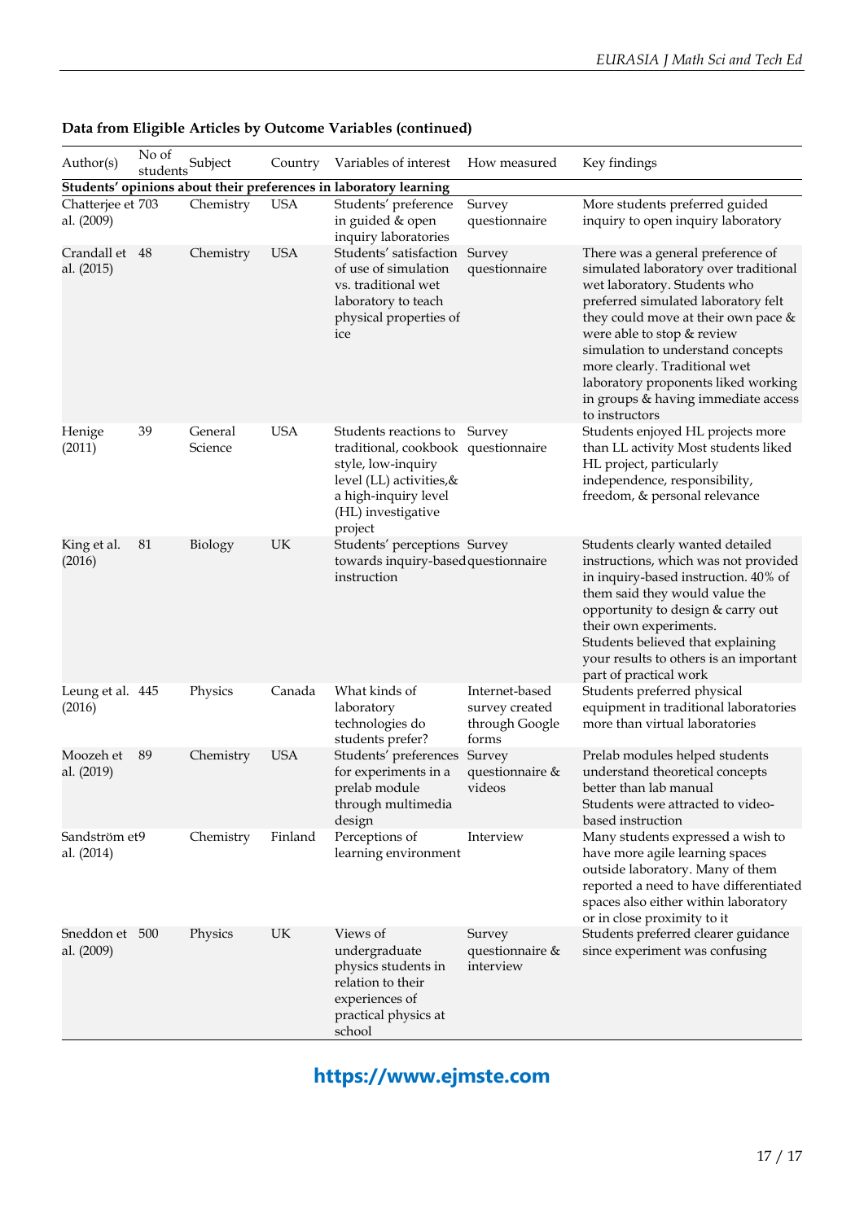**Data from Eligible Articles by Outcome Variables (continued)**

| Author(s) | No of students | Subject | Country | Variables of interest | How measured | Key findings |
|---|---|---|---|---|---|---|
| **Students' opinions about their preferences in laboratory learning** | | | | | | |
| Chatterjee et al. (2009) | 703 | Chemistry | USA | Students' preference in guided & open inquiry laboratories | Survey questionnaire | More students preferred guided inquiry to open inquiry laboratory |
| Crandall et al. (2015) | 48 | Chemistry | USA | Students' satisfaction of use of simulation vs. traditional wet laboratory to teach physical properties of ice | Survey questionnaire | There was a general preference of simulated laboratory over traditional wet laboratory. Students who preferred simulated laboratory felt they could move at their own pace & were able to stop & review simulation to understand concepts more clearly. Traditional wet laboratory proponents liked working in groups & having immediate access to instructors |
| Henige (2011) | 39 | General Science | USA | Students reactions to traditional, cookbook style, low-inquiry level (LL) activities,& a high-inquiry level (HL) investigative project | Survey questionnaire | Students enjoyed HL projects more than LL activity Most students liked HL project, particularly independence, responsibility, freedom, & personal relevance |
| King et al. (2016) | 81 | Biology | UK | Students' perceptions towards inquiry-based instruction | Survey questionnaire | Students clearly wanted detailed instructions, which was not provided in inquiry-based instruction. 40% of them said they would value the opportunity to design & carry out their own experiments. Students believed that explaining your results to others is an important part of practical work |
| Leung et al. (2016) | 445 | Physics | Canada | What kinds of laboratory technologies do students prefer? | Internet-based survey created through Google forms | Students preferred physical equipment in traditional laboratories more than virtual laboratories |
| Moozeh et al. (2019) | 89 | Chemistry | USA | Students' preferences for experiments in a prelab module through multimedia design | Survey questionnaire & videos | Prelab modules helped students understand theoretical concepts better than lab manual Students were attracted to video-based instruction |
| Sandström et al. (2014) | 9 | Chemistry | Finland | Perceptions of learning environment | Interview | Many students expressed a wish to have more agile learning spaces outside laboratory. Many of them reported a need to have differentiated spaces also either within laboratory or in close proximity to it |
| Sneddon et al. (2009) | 500 | Physics | UK | Views of undergraduate physics students in relation to their experiences of practical physics at school | Survey questionnaire & interview | Students preferred clearer guidance since experiment was confusing |

**https://www.ejmste.com**